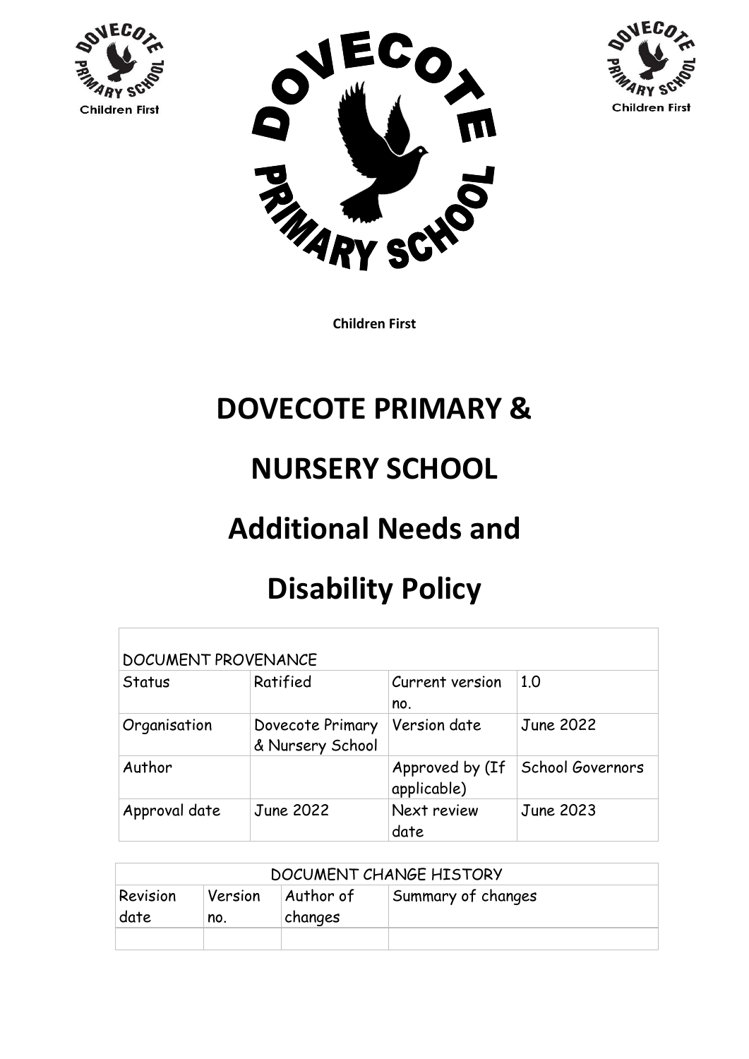Children First

# DOVECOTE PRIMARY & NURSERY SCHOOL

# Additional Needs and Disability Policy

| DOCUMENT PROVENANCE | | | |
|---|---|---|---|
| Status | Ratified | Current version no. | 1.0 |
| Organisation | Dovecote Primary & Nursery School | Version date | June 2022 |
| Author | | Approved by (If applicable) | School Governors |
| Approval date | June 2022 | Next review date | June 2023 |

| DOCUMENT CHANGE HISTORY | | | |
|---|---|---|---|
| Revision date | Version no. | Author of changes | Summary of changes |
| | | | |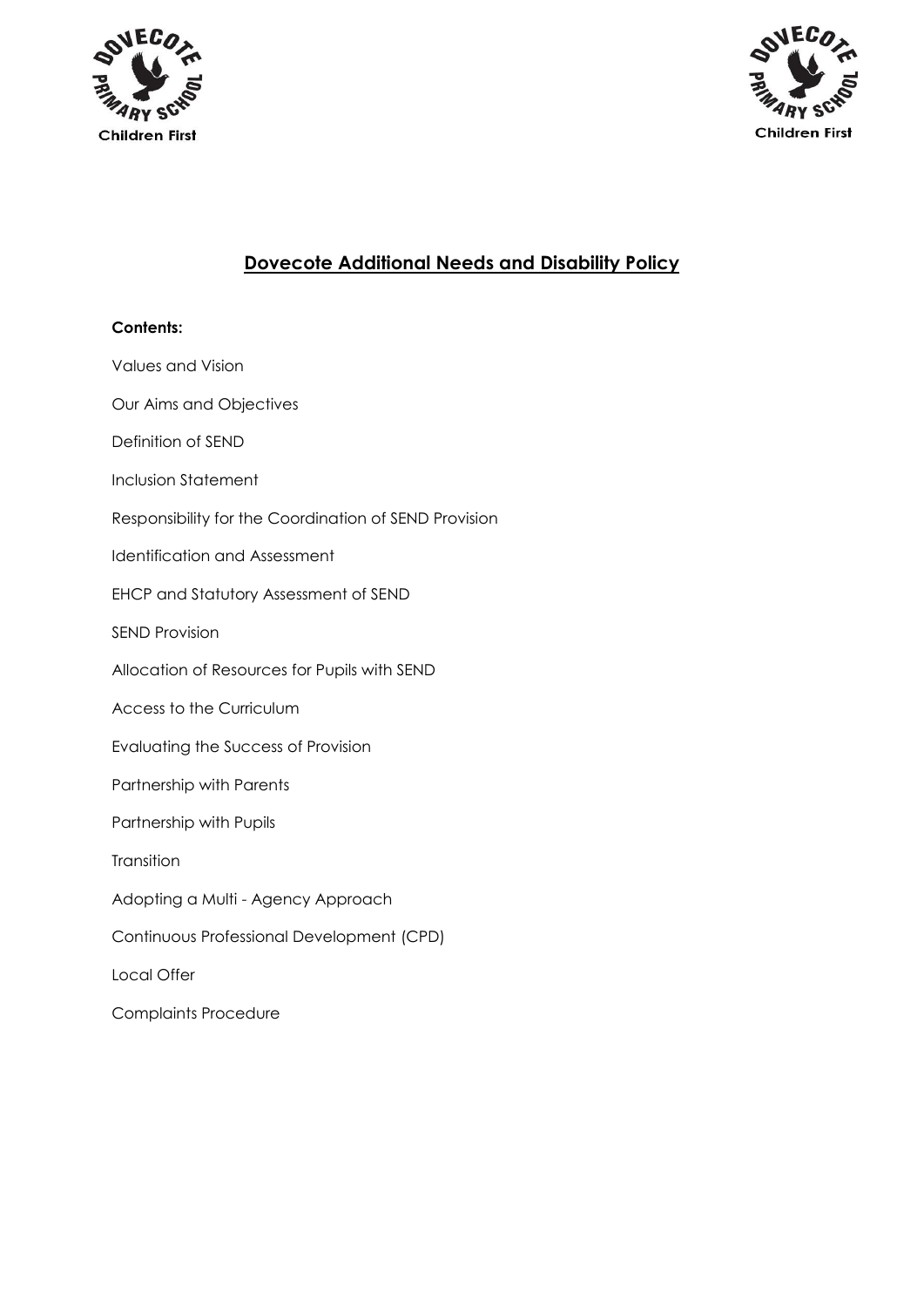# Dovecote Additional Needs and Disability Policy

**Contents:**

Values and Vision

Our Aims and Objectives

Definition of SEND

Inclusion Statement

Responsibility for the Coordination of SEND Provision

Identification and Assessment

EHCP and Statutory Assessment of SEND

SEND Provision

Allocation of Resources for Pupils with SEND

Access to the Curriculum

Evaluating the Success of Provision

Partnership with Parents

Partnership with Pupils

Transition

Adopting a Multi - Agency Approach

Continuous Professional Development (CPD)

Local Offer

Complaints Procedure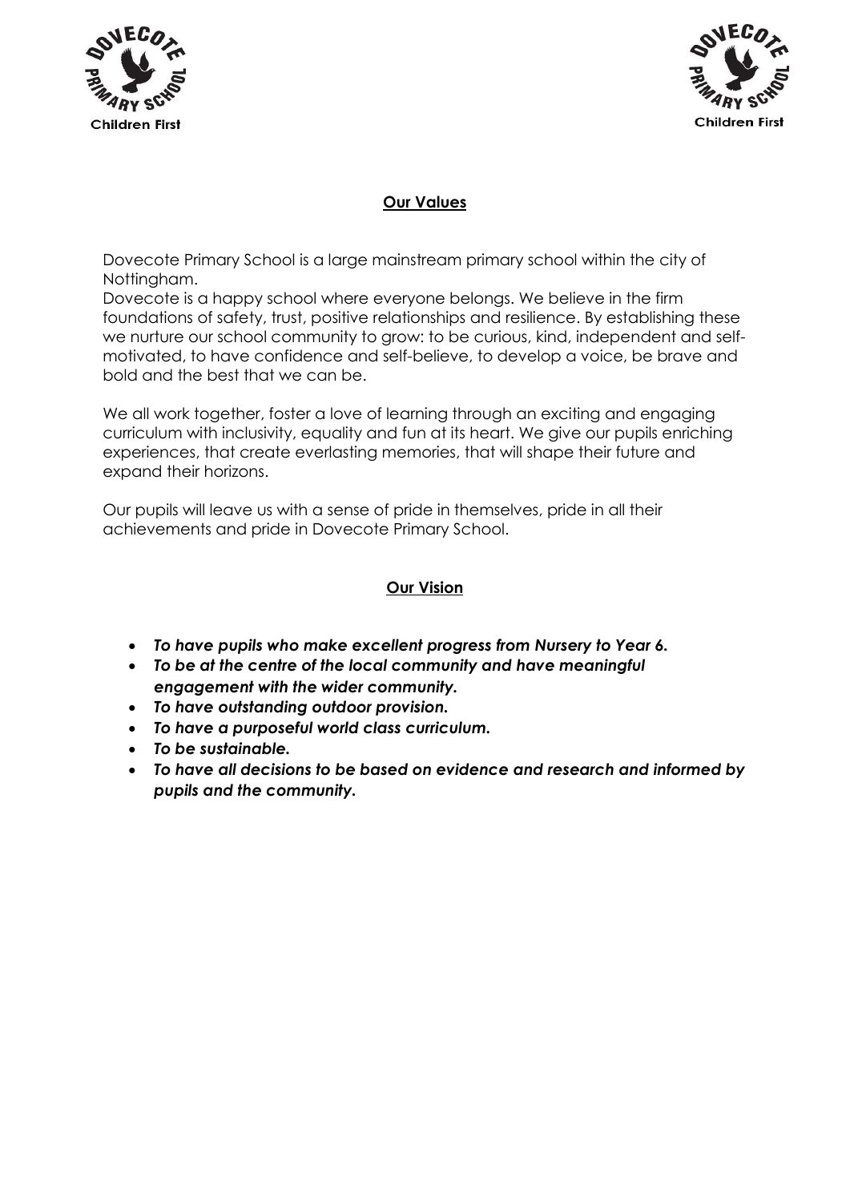## Our Values

Dovecote Primary School is a large mainstream primary school within the city of Nottingham.

Dovecote is a happy school where everyone belongs. We believe in the firm foundations of safety, trust, positive relationships and resilience. By establishing these we nurture our school community to grow: to be curious, kind, independent and self-motivated, to have confidence and self-believe, to develop a voice, be brave and bold and the best that we can be.

We all work together, foster a love of learning through an exciting and engaging curriculum with inclusivity, equality and fun at its heart. We give our pupils enriching experiences, that create everlasting memories, that will shape their future and expand their horizons.

Our pupils will leave us with a sense of pride in themselves, pride in all their achievements and pride in Dovecote Primary School.

## Our Vision

- ***To have pupils who make excellent progress from Nursery to Year 6.***
- ***To be at the centre of the local community and have meaningful engagement with the wider community.***
- ***To have outstanding outdoor provision.***
- ***To have a purposeful world class curriculum.***
- ***To be sustainable.***
- ***To have all decisions to be based on evidence and research and informed by pupils and the community.***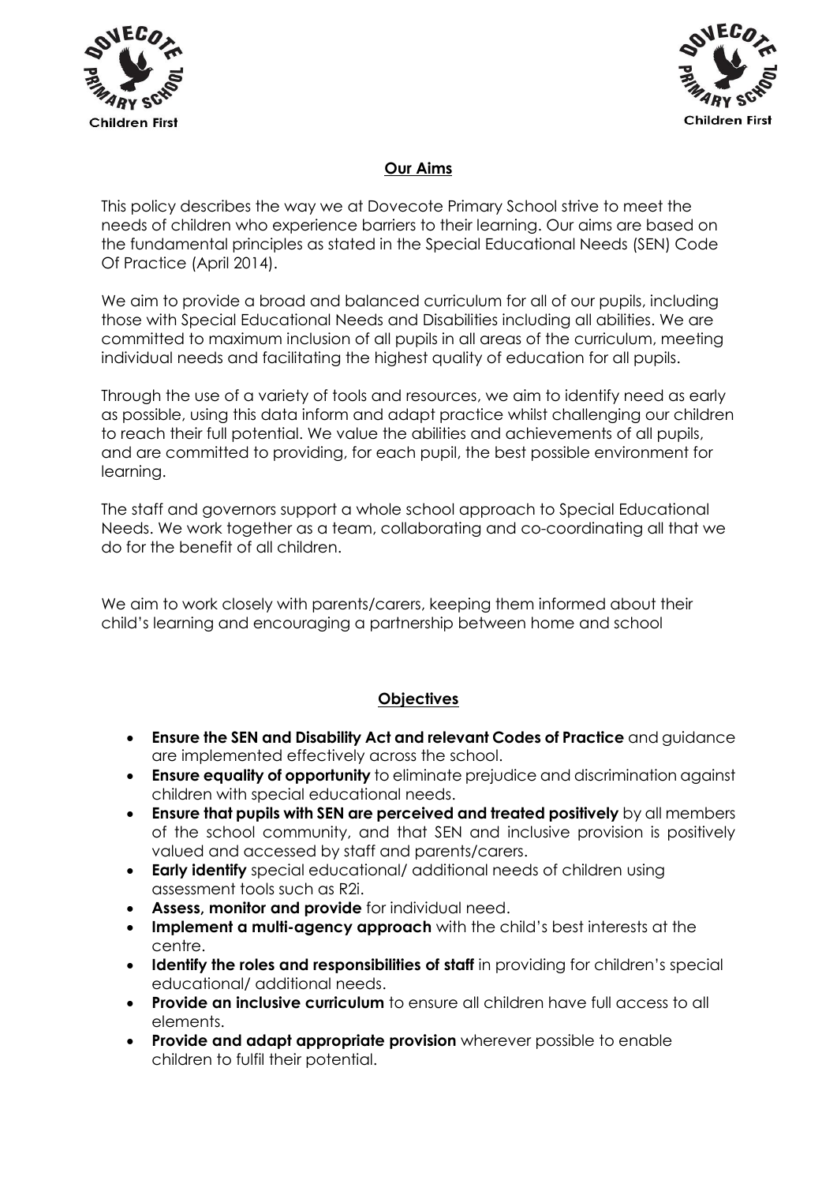## Our Aims

This policy describes the way we at Dovecote Primary School strive to meet the needs of children who experience barriers to their learning. Our aims are based on the fundamental principles as stated in the Special Educational Needs (SEN) Code Of Practice (April 2014).

We aim to provide a broad and balanced curriculum for all of our pupils, including those with Special Educational Needs and Disabilities including all abilities. We are committed to maximum inclusion of all pupils in all areas of the curriculum, meeting individual needs and facilitating the highest quality of education for all pupils.

Through the use of a variety of tools and resources, we aim to identify need as early as possible, using this data inform and adapt practice whilst challenging our children to reach their full potential. We value the abilities and achievements of all pupils, and are committed to providing, for each pupil, the best possible environment for learning.

The staff and governors support a whole school approach to Special Educational Needs. We work together as a team, collaborating and co-coordinating all that we do for the benefit of all children.

We aim to work closely with parents/carers, keeping them informed about their child's learning and encouraging a partnership between home and school

## Objectives

- **Ensure the SEN and Disability Act and relevant Codes of Practice** and guidance are implemented effectively across the school.
- **Ensure equality of opportunity** to eliminate prejudice and discrimination against children with special educational needs.
- **Ensure that pupils with SEN are perceived and treated positively** by all members of the school community, and that SEN and inclusive provision is positively valued and accessed by staff and parents/carers.
- **Early identify** special educational/ additional needs of children using assessment tools such as R2i.
- **Assess, monitor and provide** for individual need.
- **Implement a multi-agency approach** with the child's best interests at the centre.
- **Identify the roles and responsibilities of staff** in providing for children's special educational/ additional needs.
- **Provide an inclusive curriculum** to ensure all children have full access to all elements.
- **Provide and adapt appropriate provision** wherever possible to enable children to fulfil their potential.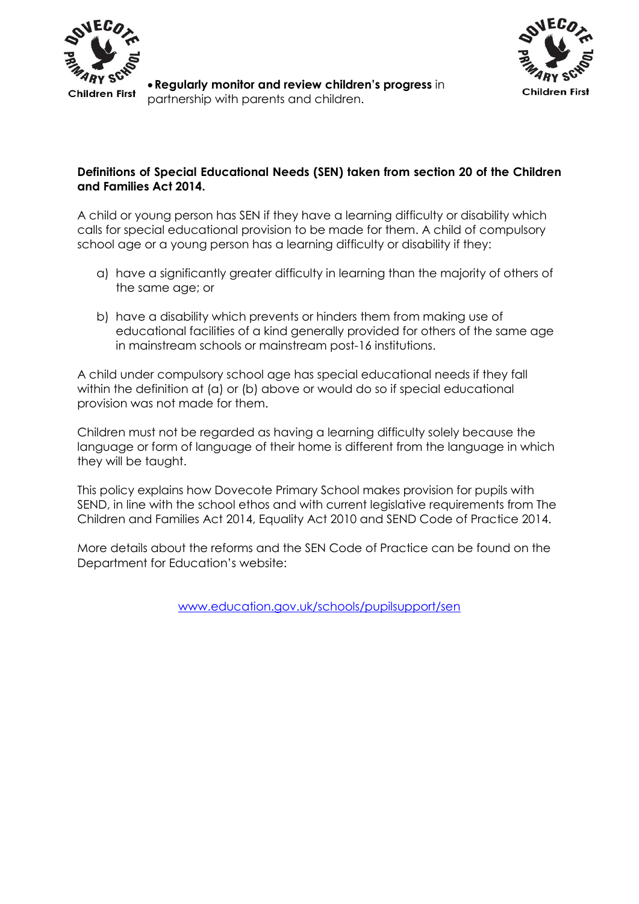- **Regularly monitor and review children's progress** in partnership with parents and children.

**Definitions of Special Educational Needs (SEN) taken from section 20 of the Children and Families Act 2014.**

A child or young person has SEN if they have a learning difficulty or disability which calls for special educational provision to be made for them. A child of compulsory school age or a young person has a learning difficulty or disability if they:

a) have a significantly greater difficulty in learning than the majority of others of the same age; or

b) have a disability which prevents or hinders them from making use of educational facilities of a kind generally provided for others of the same age in mainstream schools or mainstream post-16 institutions.

A child under compulsory school age has special educational needs if they fall within the definition at (a) or (b) above or would do so if special educational provision was not made for them.

Children must not be regarded as having a learning difficulty solely because the language or form of language of their home is different from the language in which they will be taught.

This policy explains how Dovecote Primary School makes provision for pupils with SEND, in line with the school ethos and with current legislative requirements from The Children and Families Act 2014, Equality Act 2010 and SEND Code of Practice 2014.

More details about the reforms and the SEN Code of Practice can be found on the Department for Education's website:

www.education.gov.uk/schools/pupilsupport/sen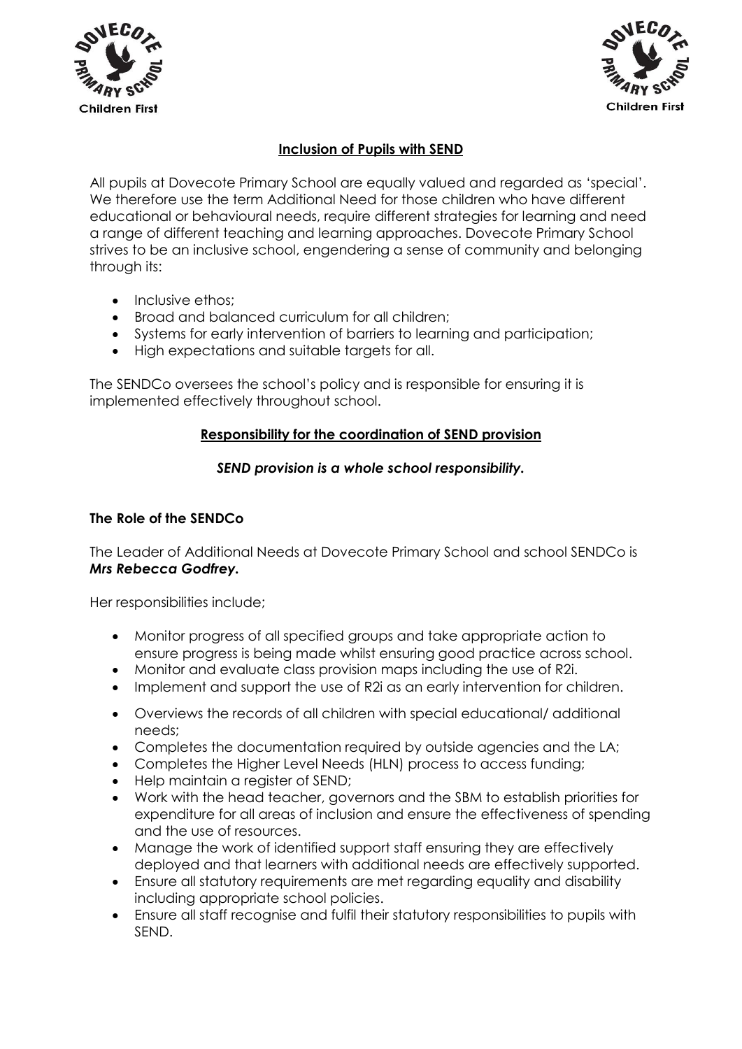## Inclusion of Pupils with SEND

All pupils at Dovecote Primary School are equally valued and regarded as 'special'. We therefore use the term Additional Need for those children who have different educational or behavioural needs, require different strategies for learning and need a range of different teaching and learning approaches. Dovecote Primary School strives to be an inclusive school, engendering a sense of community and belonging through its:

- Inclusive ethos;
- Broad and balanced curriculum for all children;
- Systems for early intervention of barriers to learning and participation;
- High expectations and suitable targets for all.

The SENDCo oversees the school's policy and is responsible for ensuring it is implemented effectively throughout school.

## Responsibility for the coordination of SEND provision

***SEND provision is a whole school responsibility.***

### The Role of the SENDCo

The Leader of Additional Needs at Dovecote Primary School and school SENDCo is ***Mrs Rebecca Godfrey.***

Her responsibilities include;

- Monitor progress of all specified groups and take appropriate action to ensure progress is being made whilst ensuring good practice across school.
- Monitor and evaluate class provision maps including the use of R2i.
- Implement and support the use of R2i as an early intervention for children.
- Overviews the records of all children with special educational/ additional needs;
- Completes the documentation required by outside agencies and the LA;
- Completes the Higher Level Needs (HLN) process to access funding;
- Help maintain a register of SEND;
- Work with the head teacher, governors and the SBM to establish priorities for expenditure for all areas of inclusion and ensure the effectiveness of spending and the use of resources.
- Manage the work of identified support staff ensuring they are effectively deployed and that learners with additional needs are effectively supported.
- Ensure all statutory requirements are met regarding equality and disability including appropriate school policies.
- Ensure all staff recognise and fulfil their statutory responsibilities to pupils with SEND.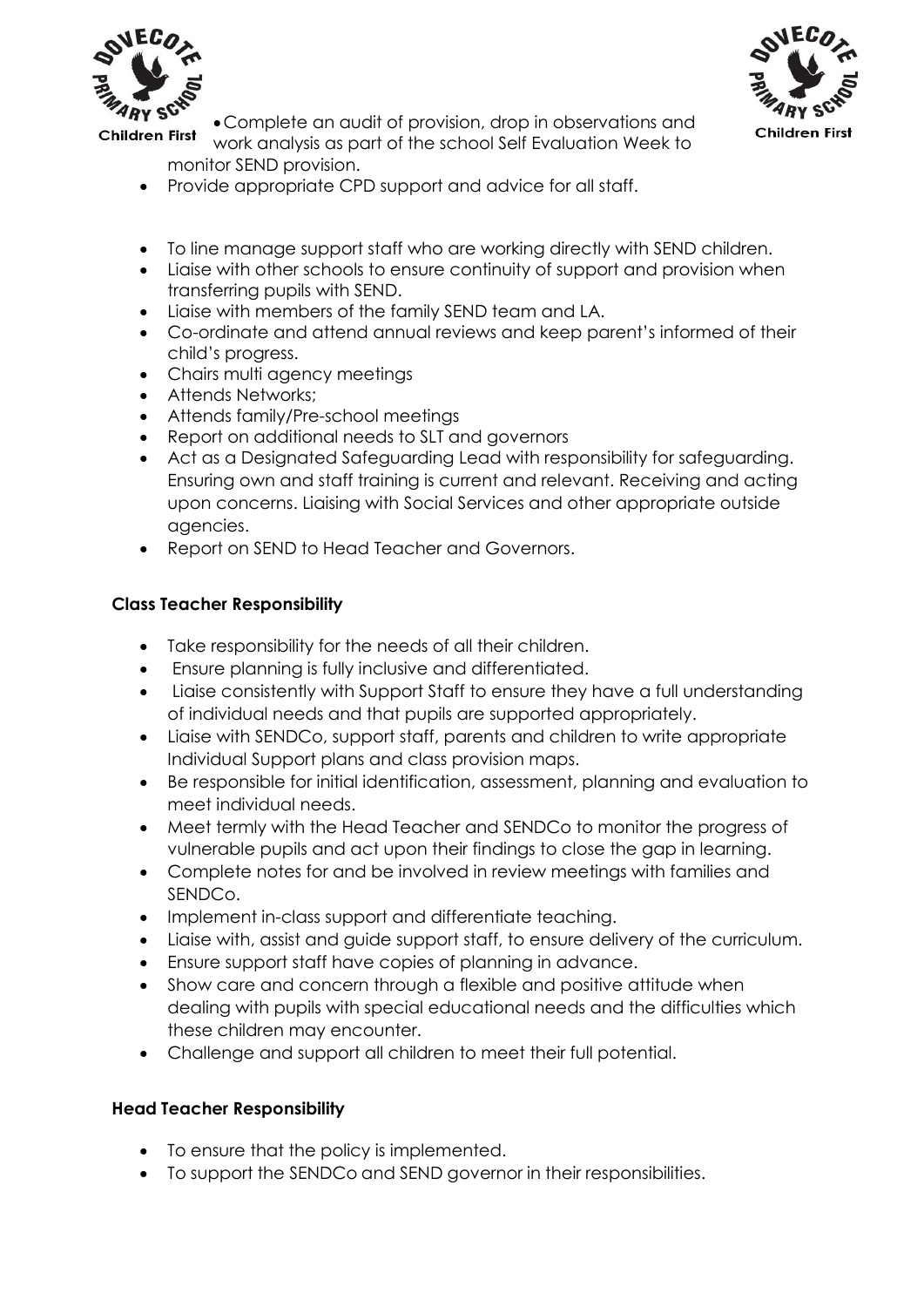- Complete an audit of provision, drop in observations and work analysis as part of the school Self Evaluation Week to monitor SEND provision.
- Provide appropriate CPD support and advice for all staff.

- To line manage support staff who are working directly with SEND children.
- Liaise with other schools to ensure continuity of support and provision when transferring pupils with SEND.
- Liaise with members of the family SEND team and LA.
- Co-ordinate and attend annual reviews and keep parent's informed of their child's progress.
- Chairs multi agency meetings
- Attends Networks;
- Attends family/Pre-school meetings
- Report on additional needs to SLT and governors
- Act as a Designated Safeguarding Lead with responsibility for safeguarding. Ensuring own and staff training is current and relevant. Receiving and acting upon concerns. Liaising with Social Services and other appropriate outside agencies.
- Report on SEND to Head Teacher and Governors.

**Class Teacher Responsibility**

- Take responsibility for the needs of all their children.
- Ensure planning is fully inclusive and differentiated.
- Liaise consistently with Support Staff to ensure they have a full understanding of individual needs and that pupils are supported appropriately.
- Liaise with SENDCo, support staff, parents and children to write appropriate Individual Support plans and class provision maps.
- Be responsible for initial identification, assessment, planning and evaluation to meet individual needs.
- Meet termly with the Head Teacher and SENDCo to monitor the progress of vulnerable pupils and act upon their findings to close the gap in learning.
- Complete notes for and be involved in review meetings with families and SENDCo.
- Implement in-class support and differentiate teaching.
- Liaise with, assist and guide support staff, to ensure delivery of the curriculum.
- Ensure support staff have copies of planning in advance.
- Show care and concern through a flexible and positive attitude when dealing with pupils with special educational needs and the difficulties which these children may encounter.
- Challenge and support all children to meet their full potential.

**Head Teacher Responsibility**

- To ensure that the policy is implemented.
- To support the SENDCo and SEND governor in their responsibilities.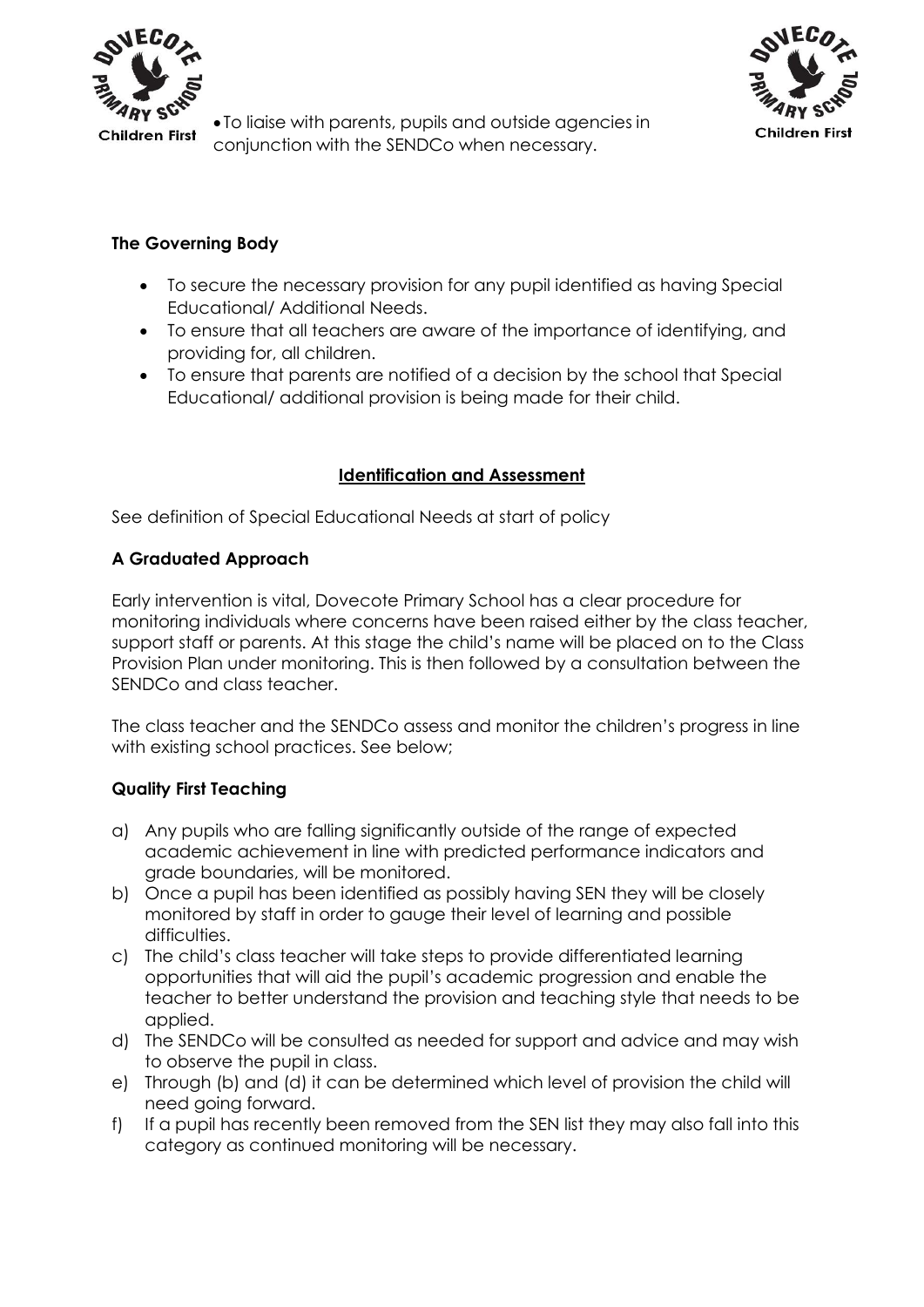- To liaise with parents, pupils and outside agencies in conjunction with the SENDCo when necessary.

**The Governing Body**

- To secure the necessary provision for any pupil identified as having Special Educational/ Additional Needs.
- To ensure that all teachers are aware of the importance of identifying, and providing for, all children.
- To ensure that parents are notified of a decision by the school that Special Educational/ additional provision is being made for their child.

## Identification and Assessment

See definition of Special Educational Needs at start of policy

**A Graduated Approach**

Early intervention is vital, Dovecote Primary School has a clear procedure for monitoring individuals where concerns have been raised either by the class teacher, support staff or parents. At this stage the child's name will be placed on to the Class Provision Plan under monitoring. This is then followed by a consultation between the SENDCo and class teacher.

The class teacher and the SENDCo assess and monitor the children's progress in line with existing school practices. See below;

**Quality First Teaching**

a) Any pupils who are falling significantly outside of the range of expected academic achievement in line with predicted performance indicators and grade boundaries, will be monitored.
b) Once a pupil has been identified as possibly having SEN they will be closely monitored by staff in order to gauge their level of learning and possible difficulties.
c) The child's class teacher will take steps to provide differentiated learning opportunities that will aid the pupil's academic progression and enable the teacher to better understand the provision and teaching style that needs to be applied.
d) The SENDCo will be consulted as needed for support and advice and may wish to observe the pupil in class.
e) Through (b) and (d) it can be determined which level of provision the child will need going forward.
f) If a pupil has recently been removed from the SEN list they may also fall into this category as continued monitoring will be necessary.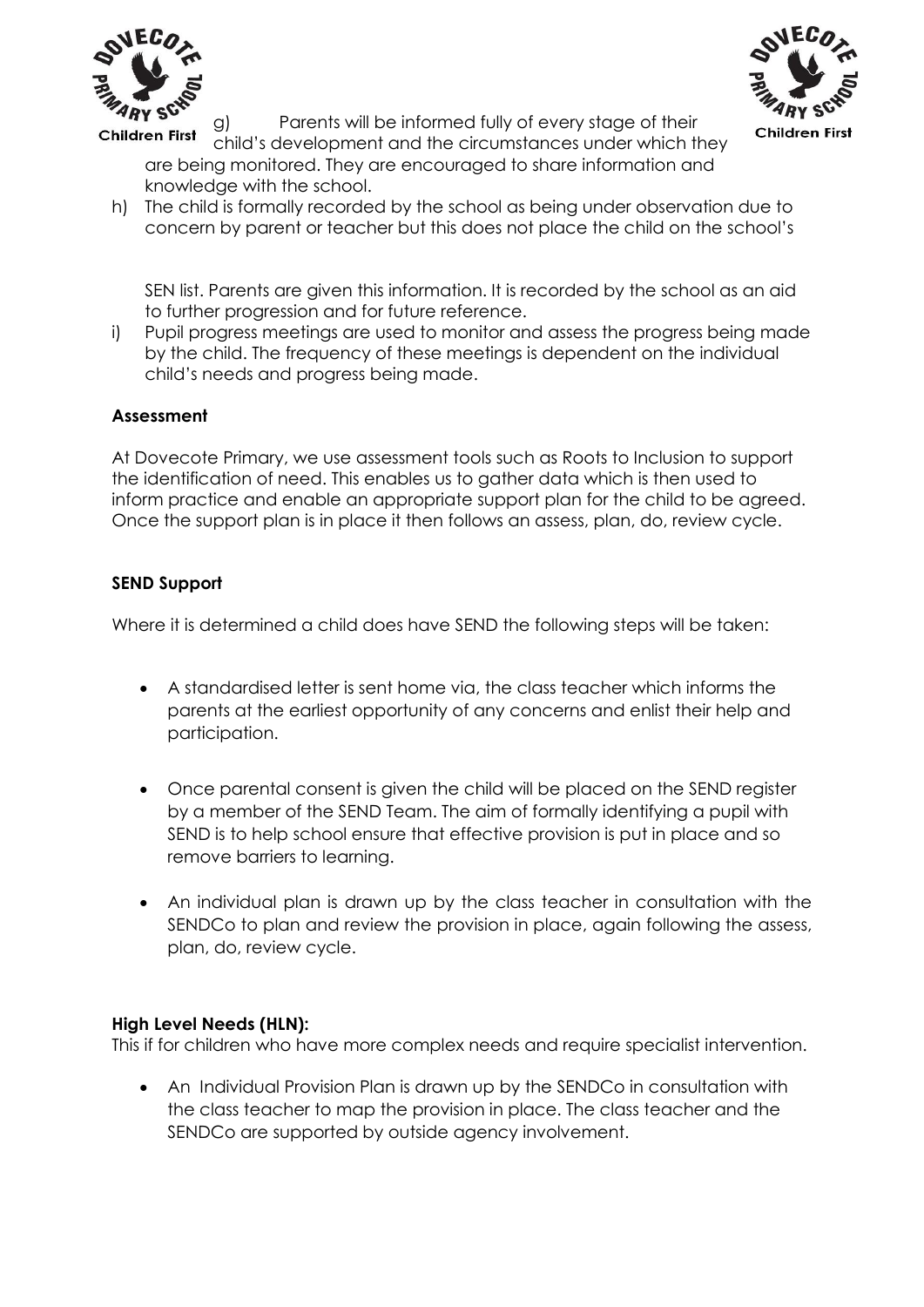g) Parents will be informed fully of every stage of their child's development and the circumstances under which they are being monitored. They are encouraged to share information and knowledge with the school.

h) The child is formally recorded by the school as being under observation due to concern by parent or teacher but this does not place the child on the school's SEN list. Parents are given this information. It is recorded by the school as an aid to further progression and for future reference.

i) Pupil progress meetings are used to monitor and assess the progress being made by the child. The frequency of these meetings is dependent on the individual child's needs and progress being made.

**Assessment**

At Dovecote Primary, we use assessment tools such as Roots to Inclusion to support the identification of need. This enables us to gather data which is then used to inform practice and enable an appropriate support plan for the child to be agreed. Once the support plan is in place it then follows an assess, plan, do, review cycle.

**SEND Support**

Where it is determined a child does have SEND the following steps will be taken:

- A standardised letter is sent home via, the class teacher which informs the parents at the earliest opportunity of any concerns and enlist their help and participation.
- Once parental consent is given the child will be placed on the SEND register by a member of the SEND Team. The aim of formally identifying a pupil with SEND is to help school ensure that effective provision is put in place and so remove barriers to learning.
- An individual plan is drawn up by the class teacher in consultation with the SENDCo to plan and review the provision in place, again following the assess, plan, do, review cycle.

**High Level Needs (HLN):**

This if for children who have more complex needs and require specialist intervention.

- An Individual Provision Plan is drawn up by the SENDCo in consultation with the class teacher to map the provision in place. The class teacher and the SENDCo are supported by outside agency involvement.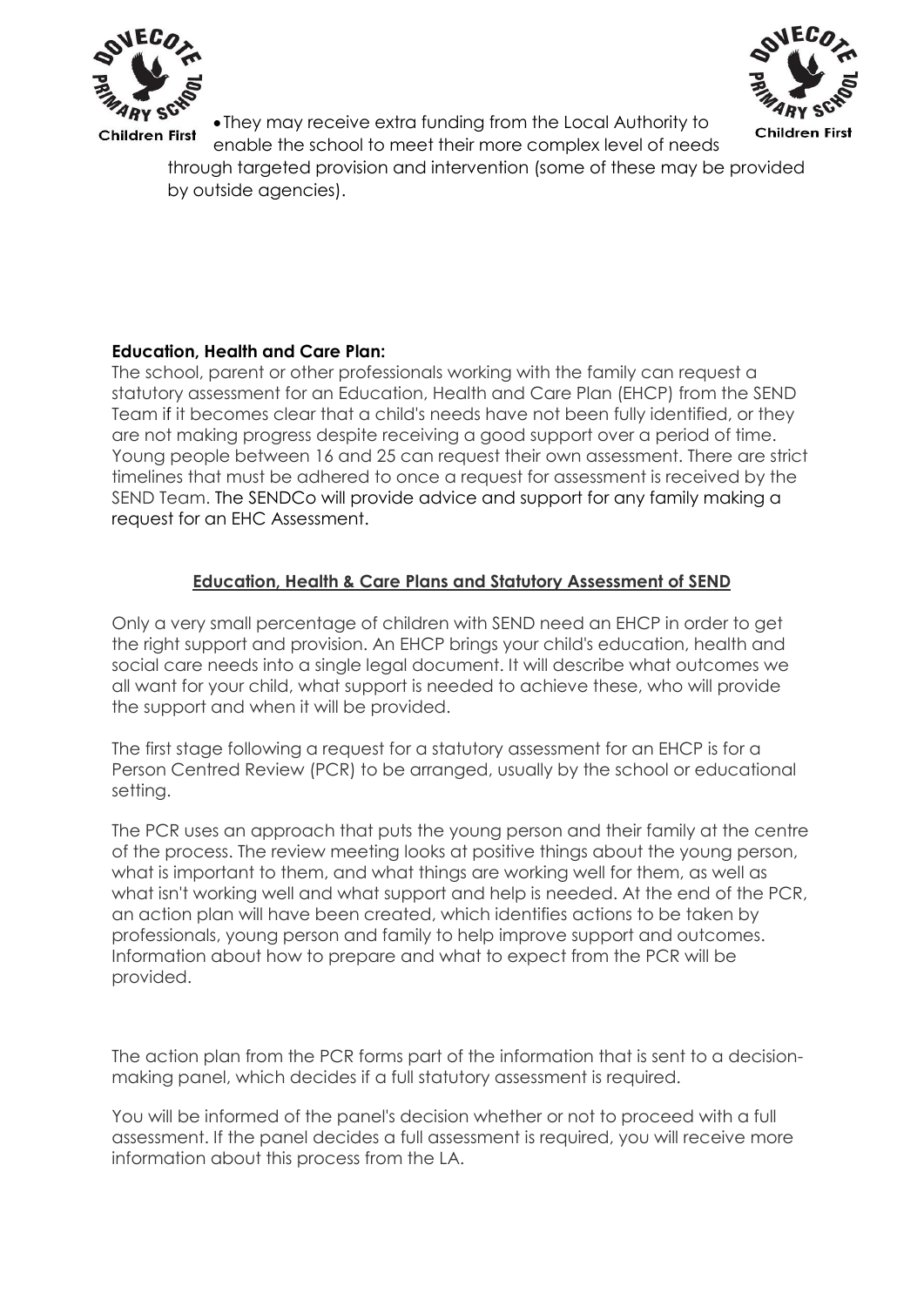- They may receive extra funding from the Local Authority to enable the school to meet their more complex level of needs through targeted provision and intervention (some of these may be provided by outside agencies).

**Education, Health and Care Plan:**

The school, parent or other professionals working with the family can request a statutory assessment for an Education, Health and Care Plan (EHCP) from the SEND Team if it becomes clear that a child's needs have not been fully identified, or they are not making progress despite receiving a good support over a period of time. Young people between 16 and 25 can request their own assessment. There are strict timelines that must be adhered to once a request for assessment is received by the SEND Team. The SENDCo will provide advice and support for any family making a request for an EHC Assessment.

## Education, Health & Care Plans and Statutory Assessment of SEND

Only a very small percentage of children with SEND need an EHCP in order to get the right support and provision. An EHCP brings your child's education, health and social care needs into a single legal document. It will describe what outcomes we all want for your child, what support is needed to achieve these, who will provide the support and when it will be provided.

The first stage following a request for a statutory assessment for an EHCP is for a Person Centred Review (PCR) to be arranged, usually by the school or educational setting.

The PCR uses an approach that puts the young person and their family at the centre of the process. The review meeting looks at positive things about the young person, what is important to them, and what things are working well for them, as well as what isn't working well and what support and help is needed. At the end of the PCR, an action plan will have been created, which identifies actions to be taken by professionals, young person and family to help improve support and outcomes. Information about how to prepare and what to expect from the PCR will be provided.

The action plan from the PCR forms part of the information that is sent to a decision-making panel, which decides if a full statutory assessment is required.

You will be informed of the panel's decision whether or not to proceed with a full assessment. If the panel decides a full assessment is required, you will receive more information about this process from the LA.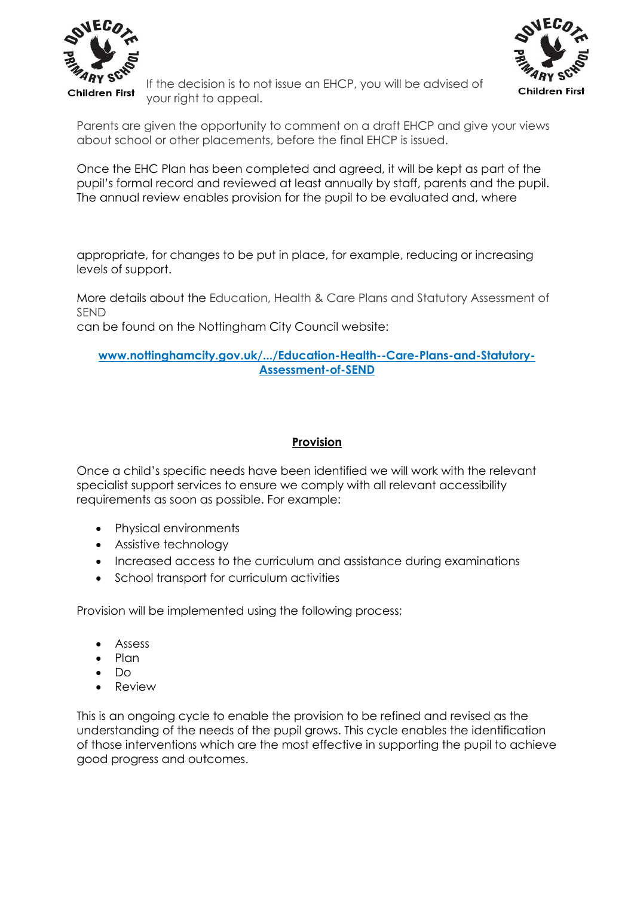If the decision is to not issue an EHCP, you will be advised of your right to appeal.

Parents are given the opportunity to comment on a draft EHCP and give your views about school or other placements, before the final EHCP is issued.

Once the EHC Plan has been completed and agreed, it will be kept as part of the pupil's formal record and reviewed at least annually by staff, parents and the pupil. The annual review enables provision for the pupil to be evaluated and, where appropriate, for changes to be put in place, for example, reducing or increasing levels of support.

More details about the Education, Health & Care Plans and Statutory Assessment of SEND
can be found on the Nottingham City Council website:

**[www.nottinghamcity.gov.uk/.../Education-Health--Care-Plans-and-Statutory-Assessment-of-SEND](www.nottinghamcity.gov.uk/.../Education-Health--Care-Plans-and-Statutory-Assessment-of-SEND)**

## **Provision**

Once a child's specific needs have been identified we will work with the relevant specialist support services to ensure we comply with all relevant accessibility requirements as soon as possible. For example:

- Physical environments
- Assistive technology
- Increased access to the curriculum and assistance during examinations
- School transport for curriculum activities

Provision will be implemented using the following process;

- Assess
- Plan
- Do
- Review

This is an ongoing cycle to enable the provision to be refined and revised as the understanding of the needs of the pupil grows. This cycle enables the identification of those interventions which are the most effective in supporting the pupil to achieve good progress and outcomes.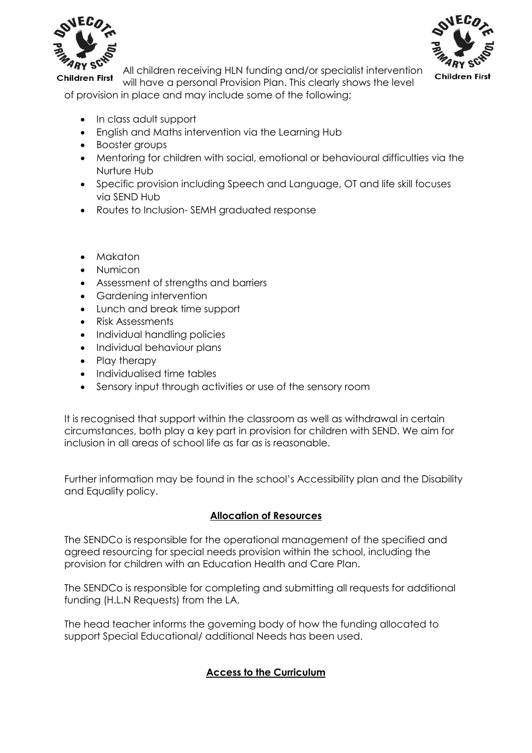All children receiving HLN funding and/or specialist intervention will have a personal Provision Plan. This clearly shows the level of provision in place and may include some of the following;

- In class adult support
- English and Maths intervention via the Learning Hub
- Booster groups
- Mentoring for children with social, emotional or behavioural difficulties via the Nurture Hub
- Specific provision including Speech and Language, OT and life skill focuses via SEND Hub
- Routes to Inclusion- SEMH graduated response

- Makaton
- Numicon
- Assessment of strengths and barriers
- Gardening intervention
- Lunch and break time support
- Risk Assessments
- Individual handling policies
- Individual behaviour plans
- Play therapy
- Individualised time tables
- Sensory input through activities or use of the sensory room

It is recognised that support within the classroom as well as withdrawal in certain circumstances, both play a key part in provision for children with SEND. We aim for inclusion in all areas of school life as far as is reasonable.

Further information may be found in the school's Accessibility plan and the Disability and Equality policy.

## Allocation of Resources

The SENDCo is responsible for the operational management of the specified and agreed resourcing for special needs provision within the school, including the provision for children with an Education Health and Care Plan.

The SENDCo is responsible for completing and submitting all requests for additional funding (H.L.N Requests) from the LA.

The head teacher informs the governing body of how the funding allocated to support Special Educational/ additional Needs has been used.

## Access to the Curriculum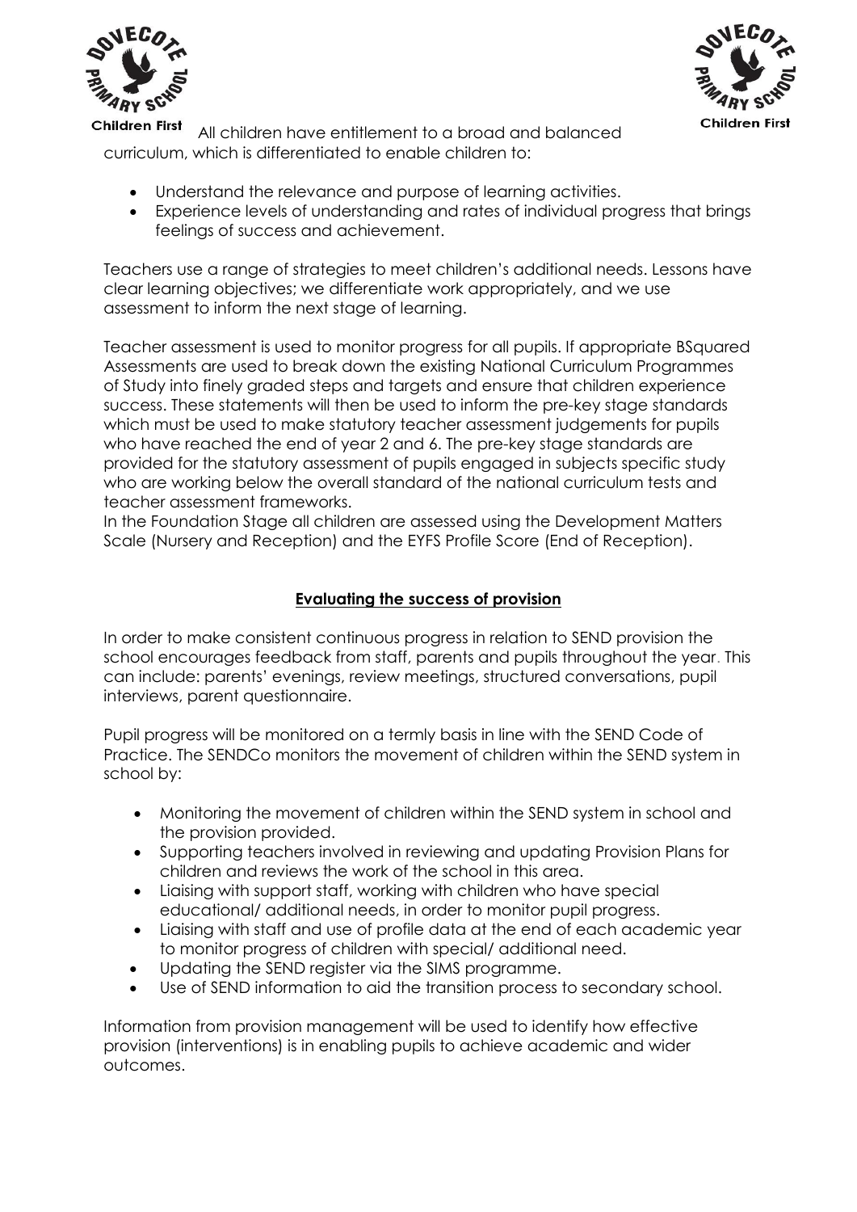All children have entitlement to a broad and balanced curriculum, which is differentiated to enable children to:

- Understand the relevance and purpose of learning activities.
- Experience levels of understanding and rates of individual progress that brings feelings of success and achievement.

Teachers use a range of strategies to meet children's additional needs. Lessons have clear learning objectives; we differentiate work appropriately, and we use assessment to inform the next stage of learning.

Teacher assessment is used to monitor progress for all pupils. If appropriate BSquared Assessments are used to break down the existing National Curriculum Programmes of Study into finely graded steps and targets and ensure that children experience success. These statements will then be used to inform the pre-key stage standards which must be used to make statutory teacher assessment judgements for pupils who have reached the end of year 2 and 6. The pre-key stage standards are provided for the statutory assessment of pupils engaged in subjects specific study who are working below the overall standard of the national curriculum tests and teacher assessment frameworks.
In the Foundation Stage all children are assessed using the Development Matters Scale (Nursery and Reception) and the EYFS Profile Score (End of Reception).

## Evaluating the success of provision

In order to make consistent continuous progress in relation to SEND provision the school encourages feedback from staff, parents and pupils throughout the year. This can include: parents' evenings, review meetings, structured conversations, pupil interviews, parent questionnaire.

Pupil progress will be monitored on a termly basis in line with the SEND Code of Practice. The SENDCo monitors the movement of children within the SEND system in school by:

- Monitoring the movement of children within the SEND system in school and the provision provided.
- Supporting teachers involved in reviewing and updating Provision Plans for children and reviews the work of the school in this area.
- Liaising with support staff, working with children who have special educational/ additional needs, in order to monitor pupil progress.
- Liaising with staff and use of profile data at the end of each academic year to monitor progress of children with special/ additional need.
- Updating the SEND register via the SIMS programme.
- Use of SEND information to aid the transition process to secondary school.

Information from provision management will be used to identify how effective provision (interventions) is in enabling pupils to achieve academic and wider outcomes.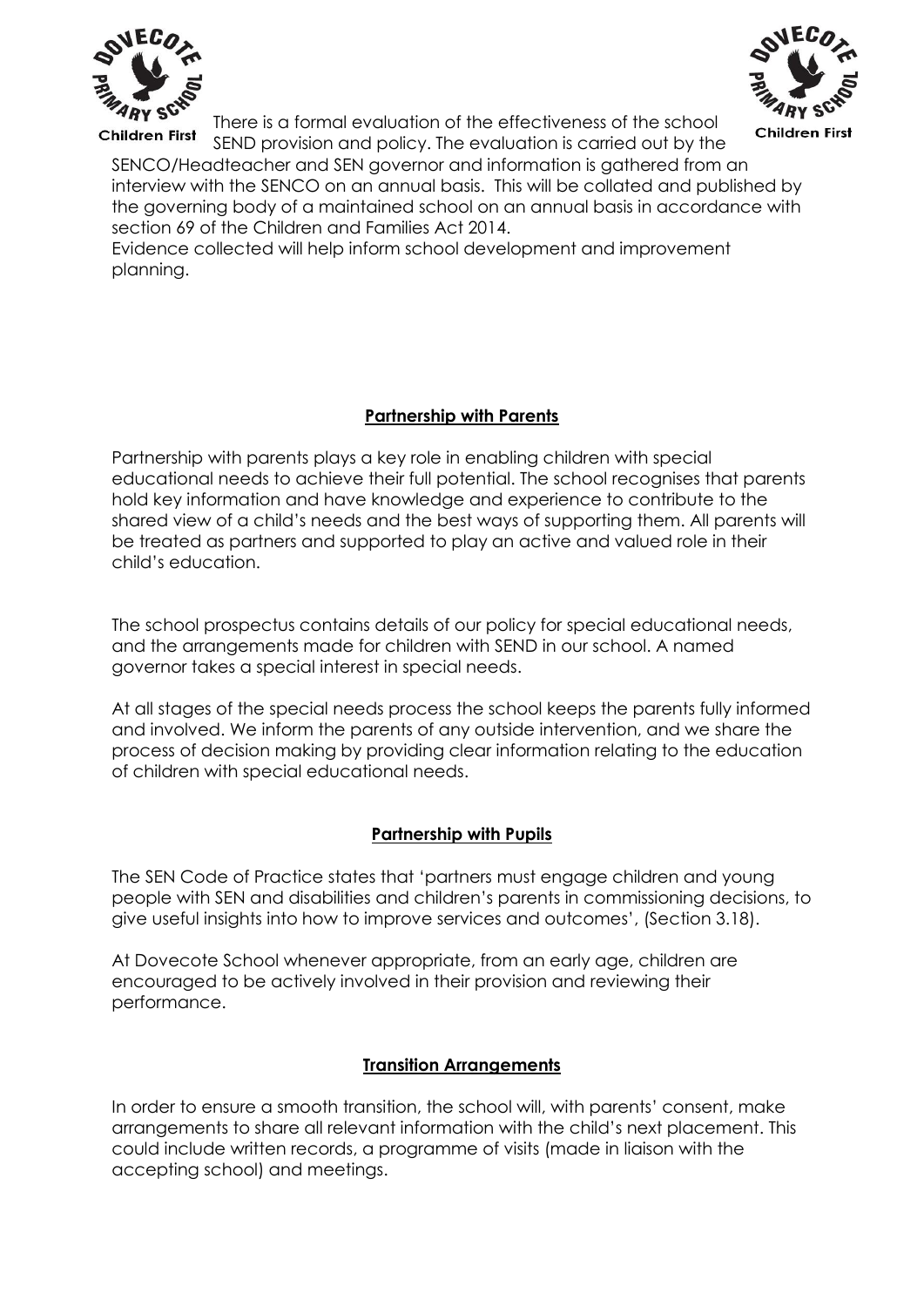There is a formal evaluation of the effectiveness of the school SEND provision and policy. The evaluation is carried out by the SENCO/Headteacher and SEN governor and information is gathered from an interview with the SENCO on an annual basis. This will be collated and published by the governing body of a maintained school on an annual basis in accordance with section 69 of the Children and Families Act 2014.
Evidence collected will help inform school development and improvement planning.

## **Partnership with Parents**

Partnership with parents plays a key role in enabling children with special educational needs to achieve their full potential. The school recognises that parents hold key information and have knowledge and experience to contribute to the shared view of a child's needs and the best ways of supporting them. All parents will be treated as partners and supported to play an active and valued role in their child's education.

The school prospectus contains details of our policy for special educational needs, and the arrangements made for children with SEND in our school. A named governor takes a special interest in special needs.

At all stages of the special needs process the school keeps the parents fully informed and involved. We inform the parents of any outside intervention, and we share the process of decision making by providing clear information relating to the education of children with special educational needs.

## **Partnership with Pupils**

The SEN Code of Practice states that 'partners must engage children and young people with SEN and disabilities and children's parents in commissioning decisions, to give useful insights into how to improve services and outcomes', (Section 3.18).

At Dovecote School whenever appropriate, from an early age, children are encouraged to be actively involved in their provision and reviewing their performance.

## **Transition Arrangements**

In order to ensure a smooth transition, the school will, with parents' consent, make arrangements to share all relevant information with the child's next placement. This could include written records, a programme of visits (made in liaison with the accepting school) and meetings.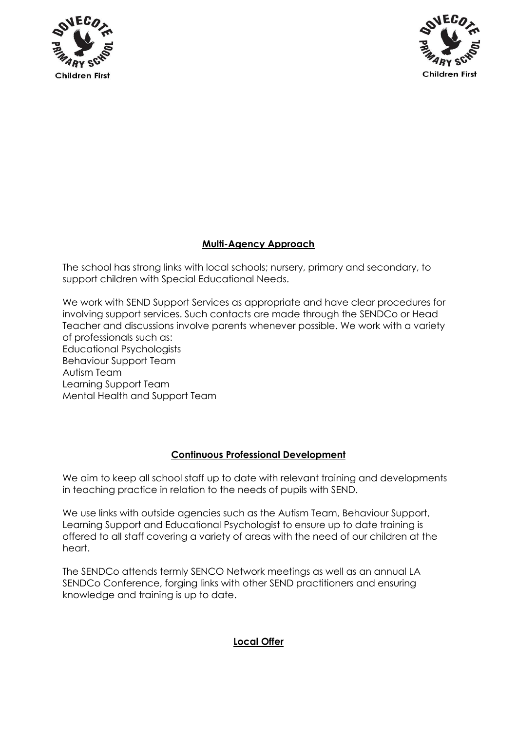## Multi-Agency Approach

The school has strong links with local schools; nursery, primary and secondary, to support children with Special Educational Needs.

We work with SEND Support Services as appropriate and have clear procedures for involving support services. Such contacts are made through the SENDCo or Head Teacher and discussions involve parents whenever possible. We work with a variety of professionals such as:
Educational Psychologists
Behaviour Support Team
Autism Team
Learning Support Team
Mental Health and Support Team

## Continuous Professional Development

We aim to keep all school staff up to date with relevant training and developments in teaching practice in relation to the needs of pupils with SEND.

We use links with outside agencies such as the Autism Team, Behaviour Support, Learning Support and Educational Psychologist to ensure up to date training is offered to all staff covering a variety of areas with the need of our children at the heart.

The SENDCo attends termly SENCO Network meetings as well as an annual LA SENDCo Conference, forging links with other SEND practitioners and ensuring knowledge and training is up to date.

## Local Offer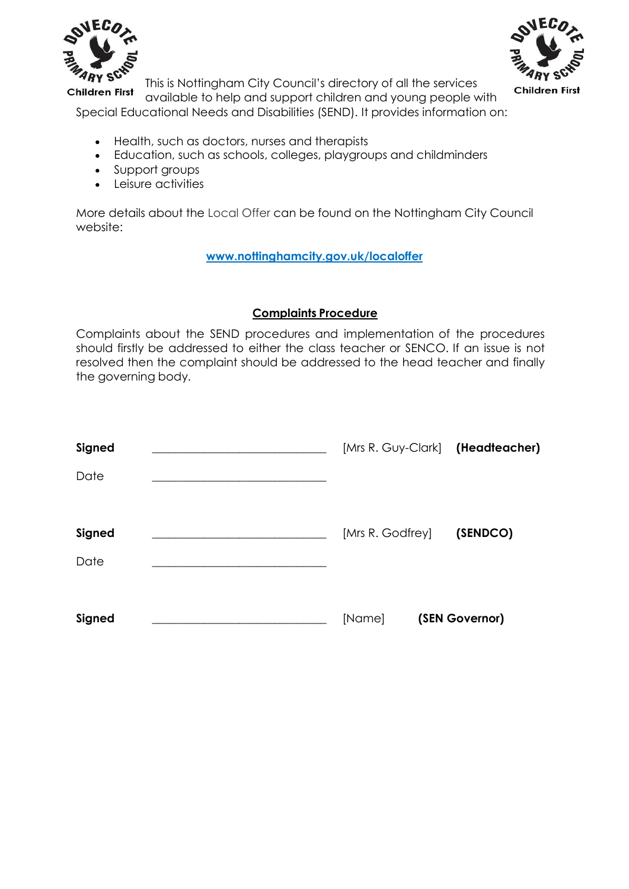This is Nottingham City Council's directory of all the services available to help and support children and young people with Special Educational Needs and Disabilities (SEND). It provides information on:

- Health, such as doctors, nurses and therapists
- Education, such as schools, colleges, playgroups and childminders
- Support groups
- Leisure activities

More details about the Local Offer can be found on the Nottingham City Council website:

**[www.nottinghamcity.gov.uk/localoffer](http://www.nottinghamcity.gov.uk/localoffer)**

## Complaints Procedure

Complaints about the SEND procedures and implementation of the procedures should firstly be addressed to either the class teacher or SENCO. If an issue is not resolved then the complaint should be addressed to the head teacher and finally the governing body.

**Signed** ______________________________ [Mrs R. Guy-Clark] **(Headteacher)**

Date ______________________________

**Signed** ______________________________ [Mrs R. Godfrey] **(SENDCO)**

Date ______________________________

**Signed** ______________________________ [Name] **(SEN Governor)**